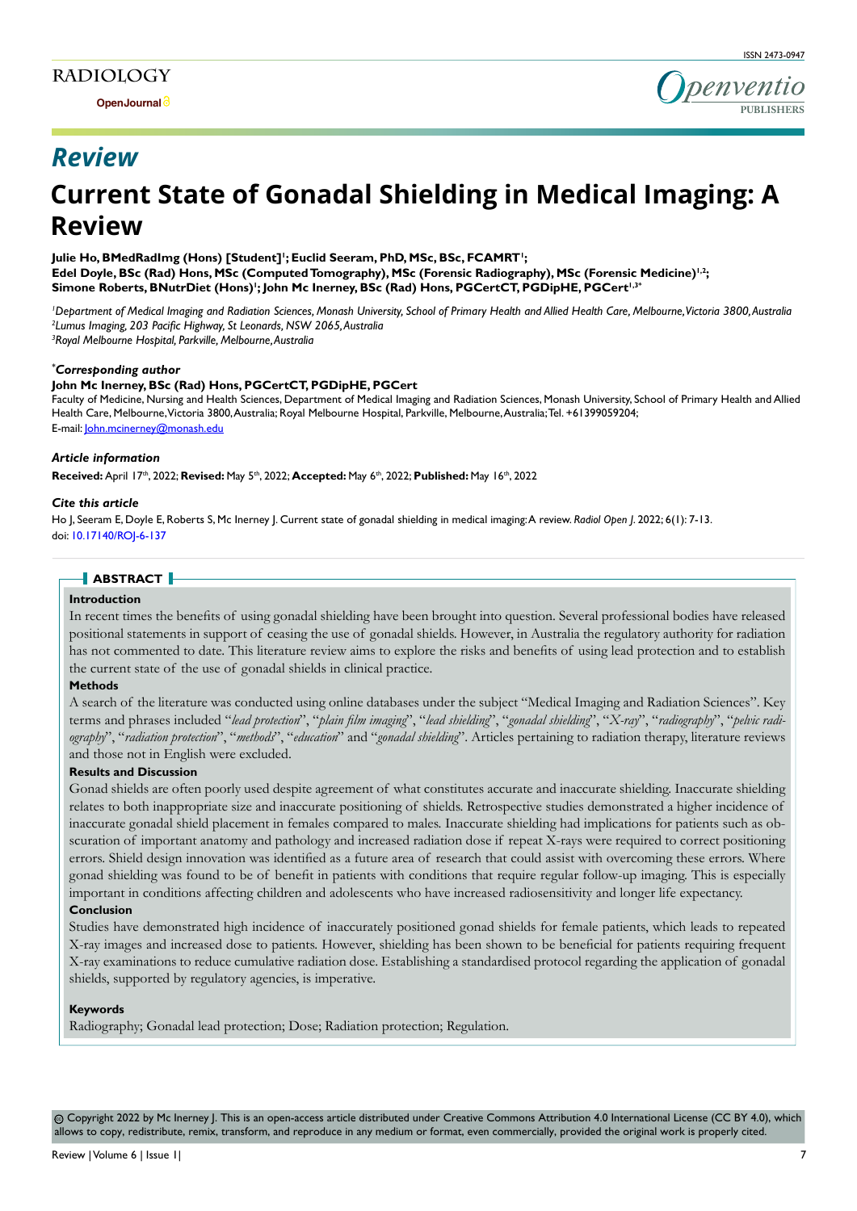## Review

# Current State of Gonadal Shielding in Medical Imaging: A Review

**Julie Ho, BMedRadImg (Hons) [Student][1]; Euclid Seeram, PhD, MSc, BSc, FCAMRT[1]; Edel Doyle, BSc (Rad) Hons, MSc (Computed Tomography), MSc (Forensic Radiography), MSc (Forensic Medicine)[1,2]; Simone Roberts, BNutrDiet (Hons)[1]; John Mc Inerney, BSc (Rad) Hons, PGCertCT, PGDipHE, PGCert[1,3*]**

*[1]Department of Medical Imaging and Radiation Sciences, Monash University, School of Primary Health and Allied Health Care, Melbourne, Victoria 3800, Australia*
*[2]Lumus Imaging, 203 Pacific Highway, St Leonards, NSW 2065, Australia*
*[3]Royal Melbourne Hospital, Parkville, Melbourne, Australia*

***Corresponding author**
**John Mc Inerney, BSc (Rad) Hons, PGCertCT, PGDipHE, PGCert**
Faculty of Medicine, Nursing and Health Sciences, Department of Medical Imaging and Radiation Sciences, Monash University, School of Primary Health and Allied Health Care, Melbourne, Victoria 3800, Australia; Royal Melbourne Hospital, Parkville, Melbourne, Australia; Tel. +61399059204;
E-mail: John.mcinerney@monash.edu

***Article information***
**Received:** April 17th, 2022; **Revised:** May 5th, 2022; **Accepted:** May 6th, 2022; **Published:** May 16th, 2022

***Cite this article***
Ho J, Seeram E, Doyle E, Roberts S, Mc Inerney J. Current state of gonadal shielding in medical imaging: A review. *Radiol Open J*. 2022; 6(1): 7-13. doi: 10.17140/ROJ-6-137

## ABSTRACT

### Introduction

In recent times the benefits of using gonadal shielding have been brought into question. Several professional bodies have released positional statements in support of ceasing the use of gonadal shields. However, in Australia the regulatory authority for radiation has not commented to date. This literature review aims to explore the risks and benefits of using lead protection and to establish the current state of the use of gonadal shields in clinical practice.

### Methods

A search of the literature was conducted using online databases under the subject "Medical Imaging and Radiation Sciences". Key terms and phrases included "*lead protection*", "*plain film imaging*", "*lead shielding*", "*gonadal shielding*", "*X-ray*", "*radiography*", "*pelvic radiography*", "*radiation protection*", "*methods*", "*education*" and "*gonadal shielding*". Articles pertaining to radiation therapy, literature reviews and those not in English were excluded.

### Results and Discussion

Gonad shields are often poorly used despite agreement of what constitutes accurate and inaccurate shielding. Inaccurate shielding relates to both inappropriate size and inaccurate positioning of shields. Retrospective studies demonstrated a higher incidence of inaccurate gonadal shield placement in females compared to males. Inaccurate shielding had implications for patients such as obscuration of important anatomy and pathology and increased radiation dose if repeat X-rays were required to correct positioning errors. Shield design innovation was identified as a future area of research that could assist with overcoming these errors. Where gonad shielding was found to be of benefit in patients with conditions that require regular follow-up imaging. This is especially important in conditions affecting children and adolescents who have increased radiosensitivity and longer life expectancy.

### Conclusion

Studies have demonstrated high incidence of inaccurately positioned gonad shields for female patients, which leads to repeated X-ray images and increased dose to patients. However, shielding has been shown to be beneficial for patients requiring frequent X-ray examinations to reduce cumulative radiation dose. Establishing a standardised protocol regarding the application of gonadal shields, supported by regulatory agencies, is imperative.

### Keywords

Radiography; Gonadal lead protection; Dose; Radiation protection; Regulation.

© Copyright 2022 by Mc Inerney J. This is an open-access article distributed under Creative Commons Attribution 4.0 International License (CC BY 4.0), which allows to copy, redistribute, remix, transform, and reproduce in any medium or format, even commercially, provided the original work is properly cited.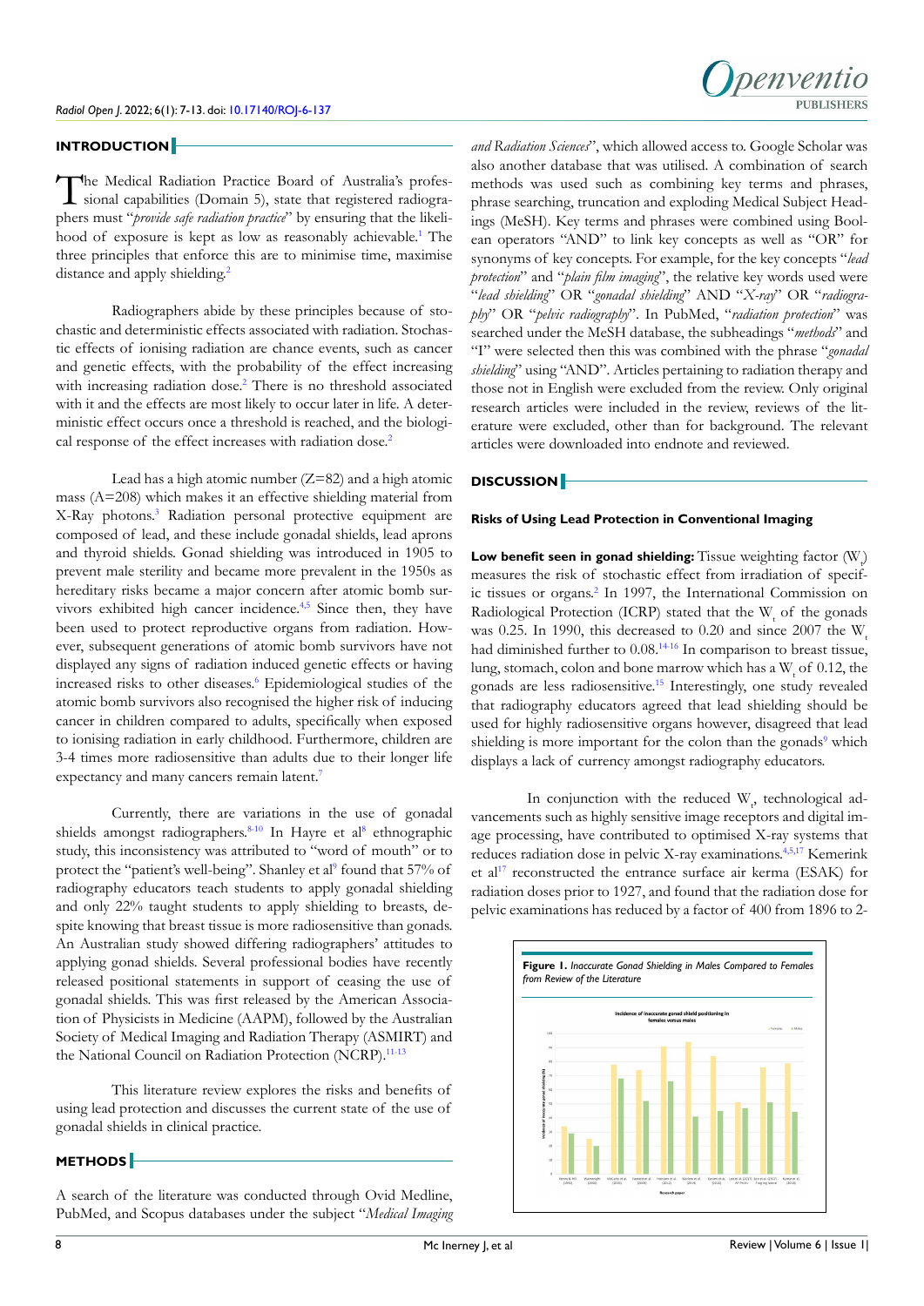## INTRODUCTION

The Medical Radiation Practice Board of Australia's professional capabilities (Domain 5), state that registered radiographers must "*provide safe radiation practice*" by ensuring that the likelihood of exposure is kept as low as reasonably achievable.[1] The three principles that enforce this are to minimise time, maximise distance and apply shielding.[2]

Radiographers abide by these principles because of stochastic and deterministic effects associated with radiation. Stochastic effects of ionising radiation are chance events, such as cancer and genetic effects, with the probability of the effect increasing with increasing radiation dose.[2] There is no threshold associated with it and the effects are most likely to occur later in life. A deterministic effect occurs once a threshold is reached, and the biological response of the effect increases with radiation dose.[2]

Lead has a high atomic number (Z=82) and a high atomic mass (A=208) which makes it an effective shielding material from X-Ray photons.[3] Radiation personal protective equipment are composed of lead, and these include gonadal shields, lead aprons and thyroid shields. Gonad shielding was introduced in 1905 to prevent male sterility and became more prevalent in the 1950s as hereditary risks became a major concern after atomic bomb survivors exhibited high cancer incidence.[4,5] Since then, they have been used to protect reproductive organs from radiation. However, subsequent generations of atomic bomb survivors have not displayed any signs of radiation induced genetic effects or having increased risks to other diseases.[6] Epidemiological studies of the atomic bomb survivors also recognised the higher risk of inducing cancer in children compared to adults, specifically when exposed to ionising radiation in early childhood. Furthermore, children are 3-4 times more radiosensitive than adults due to their longer life expectancy and many cancers remain latent.[7]

Currently, there are variations in the use of gonadal shields amongst radiographers.[8-10] In Hayre et al[8] ethnographic study, this inconsistency was attributed to "word of mouth" or to protect the "patient's well-being". Shanley et al[9] found that 57% of radiography educators teach students to apply gonadal shielding and only 22% taught students to apply shielding to breasts, despite knowing that breast tissue is more radiosensitive than gonads. An Australian study showed differing radiographers' attitudes to applying gonad shields. Several professional bodies have recently released positional statements in support of ceasing the use of gonadal shields. This was first released by the American Association of Physicists in Medicine (AAPM), followed by the Australian Society of Medical Imaging and Radiation Therapy (ASMIRT) and the National Council on Radiation Protection (NCRP).[11-13]

This literature review explores the risks and benefits of using lead protection and discusses the current state of the use of gonadal shields in clinical practice.

## METHODS

A search of the literature was conducted through Ovid Medline, PubMed, and Scopus databases under the subject "*Medical Imaging and Radiation Sciences*", which allowed access to. Google Scholar was also another database that was utilised. A combination of search methods was used such as combining key terms and phrases, phrase searching, truncation and exploding Medical Subject Headings (MeSH). Key terms and phrases were combined using Boolean operators "AND" to link key concepts as well as "OR" for synonyms of key concepts. For example, for the key concepts "*lead protection*" and "*plain film imaging*", the relative key words used were "*lead shielding*" OR "*gonadal shielding*" AND "*X-ray*" OR "*radiography*" OR "*pelvic radiography*". In PubMed, "*radiation protection*" was searched under the MeSH database, the subheadings "*methods*" and "I" were selected then this was combined with the phrase "*gonadal shielding*" using "AND". Articles pertaining to radiation therapy and those not in English were excluded from the review. Only original research articles were included in the review, reviews of the literature were excluded, other than for background. The relevant articles were downloaded into endnote and reviewed.

## DISCUSSION

### Risks of Using Lead Protection in Conventional Imaging

**Low benefit seen in gonad shielding:** Tissue weighting factor ($W_t$) measures the risk of stochastic effect from irradiation of specific tissues or organs.[2] In 1997, the International Commission on Radiological Protection (ICRP) stated that the $W_t$ of the gonads was 0.25. In 1990, this decreased to 0.20 and since 2007 the $W_t$ had diminished further to 0.08.[14-16] In comparison to breast tissue, lung, stomach, colon and bone marrow which has a $W_t$ of 0.12, the gonads are less radiosensitive.[15] Interestingly, one study revealed that radiography educators agreed that lead shielding should be used for highly radiosensitive organs however, disagreed that lead shielding is more important for the colon than the gonads[9] which displays a lack of currency amongst radiography educators.

In conjunction with the reduced $W_t$, technological advancements such as highly sensitive image receptors and digital image processing, have contributed to optimised X-ray systems that reduces radiation dose in pelvic X-ray examinations.[4,5,17] Kemerink et al[17] reconstructed the entrance surface air kerma (ESAK) for radiation doses prior to 1927, and found that the radiation dose for pelvic examinations has reduced by a factor of 400 from 1896 to 2-

**Figure 1.** *Inaccurate Gonad Shielding in Males Compared to Females from Review of the Literature*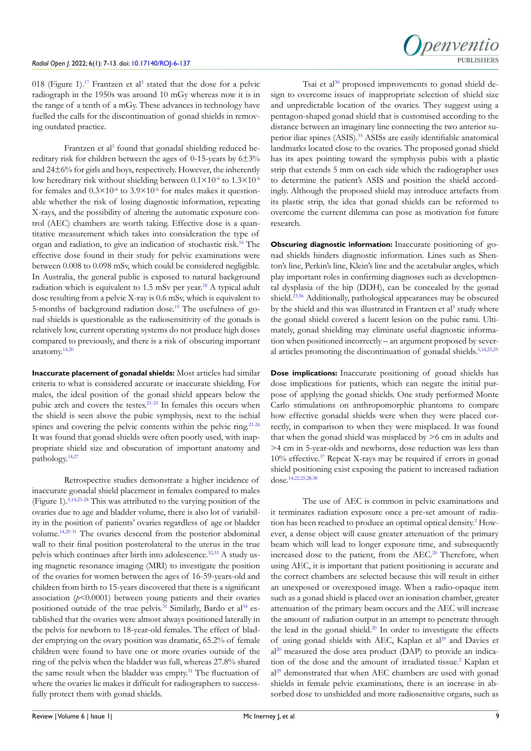018 (Figure 1).[17] Frantzen et al[5] stated that the dose for a pelvic radiograph in the 1950s was around 10 mGy whereas now it is in the range of a tenth of a mGy. These advances in technology have fuelled the calls for the discontinuation of gonad shields in removing outdated practice.

Frantzen et al[5] found that gonadal shielding reduced hereditary risk for children between the ages of 0-15-years by 6±3% and 24±6% for girls and boys, respectively. However, the inherently low hereditary risk without shielding between $0.1\times10^{-6}$ to $1.3\times10^{-6}$ for females and $0.3\times10^{-6}$ to $3.9\times10^{-6}$ for males makes it questionable whether the risk of losing diagnostic information, repeating X-rays, and the possibility of altering the automatic exposure control (AEC) chambers are worth taking. Effective dose is a quantitative measurement which takes into consideration the type of organ and radiation, to give an indication of stochastic risk.[16] The effective dose found in their study for pelvic examinations were between 0.008 to 0.098 mSv, which could be considered negligible. In Australia, the general public is exposed to natural background radiation which is equivalent to 1.5 mSv per year.[18] A typical adult dose resulting from a pelvic X-ray is 0.6 mSv, which is equivalent to 5-months of background radiation dose.[19] The usefulness of gonad shields is questionable as the radiosensitivity of the gonads is relatively low, current operating systems do not produce high doses compared to previously, and there is a risk of obscuring important anatomy.[14,20]

**Inaccurate placement of gonadal shields:** Most articles had similar criteria to what is considered accurate or inaccurate shielding. For males, the ideal position of the gonad shield appears below the pubic arch and covers the testes.[21-25] In females this occurs when the shield is seen above the pubic symphysis, next to the ischial spines and covering the pelvic contents within the pelvic ring.[21-26] It was found that gonad shields were often poorly used, with inappropriate shield size and obscuration of important anatomy and pathology.[14,27]

Retrospective studies demonstrate a higher incidence of inaccurate gonadal shield placement in females compared to males (Figure 1).[5,14,23-28] This was attributed to the varying position of the ovaries due to age and bladder volume, there is also lot of variability in the position of patients' ovaries regardless of age or bladder volume.[14,29-31] The ovaries descend from the posterior abdominal wall to their final position posterolateral to the uterus in the true pelvis which continues after birth into adolescence.[32,33] A study using magnetic resonance imaging (MRI) to investigate the position of the ovaries for women between the ages of 16-59-years-old and children from birth to 15-years discovered that there is a significant association ($p<0.0001$) between young patients and their ovaries positioned outside of the true pelvis.[31] Similarly, Bardo et al[34] established that the ovaries were almost always positioned laterally in the pelvis for newborn to 18-year-old females. The effect of bladder emptying on the ovary position was dramatic, 65.2% of female children were found to have one or more ovaries outside of the ring of the pelvis when the bladder was full, whereas 27.8% shared the same result when the bladder was empty.[31] The fluctuation of where the ovaries lie makes it difficult for radiographers to successfully protect them with gonad shields.

Tsai et al[30] proposed improvements to gonad shield design to overcome issues of inappropriate selection of shield size and unpredictable location of the ovaries. They suggest using a pentagon-shaped gonad shield that is customised according to the distance between an imaginary line connecting the two anterior superior iliac spines (ASIS).[35] ASISs are easily identifiable anatomical landmarks located close to the ovaries. The proposed gonad shield has its apex pointing toward the symphysis pubis with a plastic strip that extends 5 mm on each side which the radiographer uses to determine the patient's ASIS and position the shield accordingly. Although the proposed shield may introduce artefacts from its plastic strip, the idea that gonad shields can be reformed to overcome the current dilemma can pose as motivation for future research.

**Obscuring diagnostic information:** Inaccurate positioning of gonad shields hinders diagnostic information. Lines such as Shenton's line, Perkin's line, Klein's line and the acetabular angles, which play important roles in confirming diagnoses such as developmental dysplasia of the hip (DDH), can be concealed by the gonad shield.[23,36] Additionally, pathological appearances may be obscured by the shield and this was illustrated in Frantzen et al[5] study where the gonad shield covered a lucent lesion on the pubic rami. Ultimately, gonad shielding may eliminate useful diagnostic information when positioned incorrectly – an argument proposed by several articles promoting the discontinuation of gonadal shields.[5,14,23,25]

**Dose implications:** Inaccurate positioning of gonad shields has dose implications for patients, which can negate the initial purpose of applying the gonad shields. One study performed Monte Carlo stimulations on anthropomorphic phantoms to compare how effective gonadal shields were when they were placed correctly, in comparison to when they were misplaced. It was found that when the gonad shield was misplaced by >6 cm in adults and >4 cm in 5-year-olds and newborns, dose reduction was less than 10% effective.[37] Repeat X-rays may be required if errors in gonad shield positioning exist exposing the patient to increased radiation dose.[14,22,25,28,38]

The use of AEC is common in pelvic examinations and it terminates radiation exposure once a pre-set amount of radiation has been reached to produce an optimal optical density.[2] However, a dense object will cause greater attenuation of the primary beam which will lead to longer exposure time, and subsequently increased dose to the patient, from the AEC.[20] Therefore, when using AEC, it is important that patient positioning is accurate and the correct chambers are selected because this will result in either an unexposed or overexposed image. When a radio-opaque item such as a gonad shield is placed over an ionisation chamber, greater attenuation of the primary beam occurs and the AEC will increase the amount of radiation output in an attempt to penetrate through the lead in the gonad shield.[20] In order to investigate the effects of using gonad shields with AEC, Kaplan et al[29] and Davies et al[20] measured the dose area product (DAP) to provide an indication of the dose and the amount of irradiated tissue.[2] Kaplan et al[29] demonstrated that when AEC chambers are used with gonad shields in female pelvic examinations, there is an increase in absorbed dose to unshielded and more radiosensitive organs, such as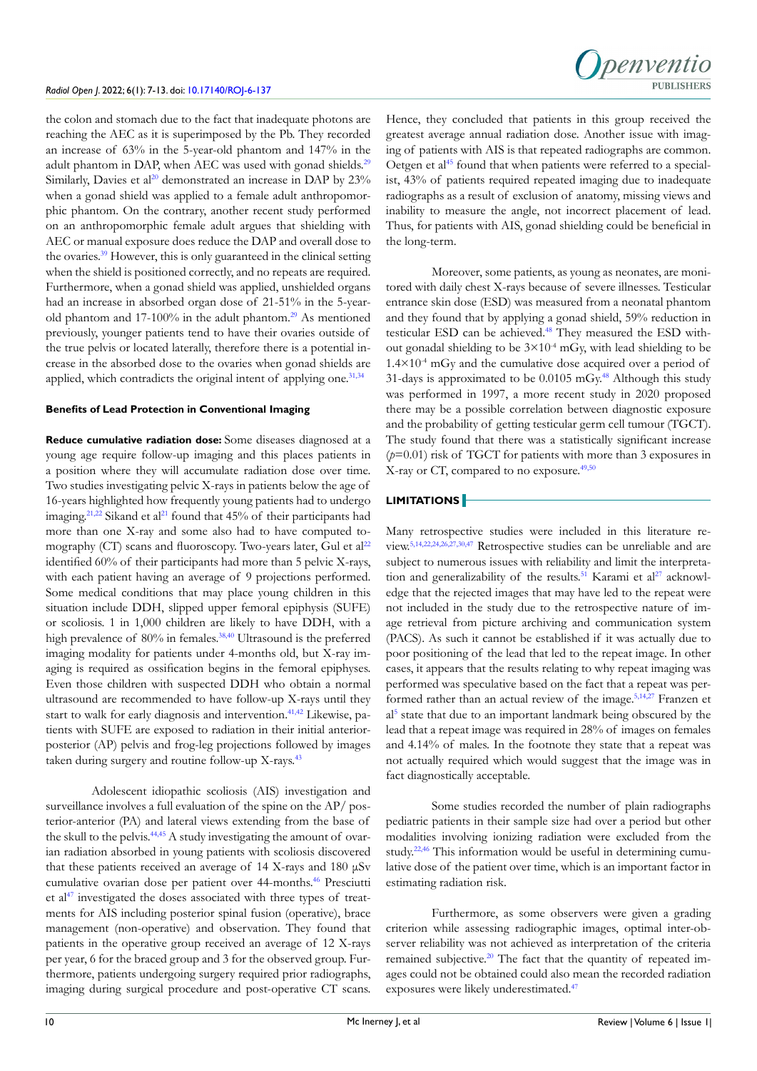the colon and stomach due to the fact that inadequate photons are reaching the AEC as it is superimposed by the Pb. They recorded an increase of 63% in the 5-year-old phantom and 147% in the adult phantom in DAP, when AEC was used with gonad shields.[29] Similarly, Davies et al[20] demonstrated an increase in DAP by 23% when a gonad shield was applied to a female adult anthropomorphic phantom. On the contrary, another recent study performed on an anthropomorphic female adult argues that shielding with AEC or manual exposure does reduce the DAP and overall dose to the ovaries.[39] However, this is only guaranteed in the clinical setting when the shield is positioned correctly, and no repeats are required. Furthermore, when a gonad shield was applied, unshielded organs had an increase in absorbed organ dose of 21-51% in the 5-year-old phantom and 17-100% in the adult phantom.[29] As mentioned previously, younger patients tend to have their ovaries outside of the true pelvis or located laterally, therefore there is a potential increase in the absorbed dose to the ovaries when gonad shields are applied, which contradicts the original intent of applying one.[31,34]

#### Benefits of Lead Protection in Conventional Imaging

**Reduce cumulative radiation dose:** Some diseases diagnosed at a young age require follow-up imaging and this places patients in a position where they will accumulate radiation dose over time. Two studies investigating pelvic X-rays in patients below the age of 16-years highlighted how frequently young patients had to undergo imaging.[21,22] Sikand et al[21] found that 45% of their participants had more than one X-ray and some also had to have computed tomography (CT) scans and fluoroscopy. Two-years later, Gul et al[22] identified 60% of their participants had more than 5 pelvic X-rays, with each patient having an average of 9 projections performed. Some medical conditions that may place young children in this situation include DDH, slipped upper femoral epiphysis (SUFE) or scoliosis. 1 in 1,000 children are likely to have DDH, with a high prevalence of 80% in females.[38,40] Ultrasound is the preferred imaging modality for patients under 4-months old, but X-ray imaging is required as ossification begins in the femoral epiphyses. Even those children with suspected DDH who obtain a normal ultrasound are recommended to have follow-up X-rays until they start to walk for early diagnosis and intervention.[41,42] Likewise, patients with SUFE are exposed to radiation in their initial anterior-posterior (AP) pelvis and frog-leg projections followed by images taken during surgery and routine follow-up X-rays.[43]

Adolescent idiopathic scoliosis (AIS) investigation and surveillance involves a full evaluation of the spine on the AP/ posterior-anterior (PA) and lateral views extending from the base of the skull to the pelvis.[44,45] A study investigating the amount of ovarian radiation absorbed in young patients with scoliosis discovered that these patients received an average of 14 X-rays and 180 μSv cumulative ovarian dose per patient over 44-months.[46] Presciutti et al[47] investigated the doses associated with three types of treatments for AIS including posterior spinal fusion (operative), brace management (non-operative) and observation. They found that patients in the operative group received an average of 12 X-rays per year, 6 for the braced group and 3 for the observed group. Furthermore, patients undergoing surgery required prior radiographs, imaging during surgical procedure and post-operative CT scans. Hence, they concluded that patients in this group received the greatest average annual radiation dose. Another issue with imaging of patients with AIS is that repeated radiographs are common. Oetgen et al[45] found that when patients were referred to a specialist, 43% of patients required repeated imaging due to inadequate radiographs as a result of exclusion of anatomy, missing views and inability to measure the angle, not incorrect placement of lead. Thus, for patients with AIS, gonad shielding could be beneficial in the long-term.

Moreover, some patients, as young as neonates, are monitored with daily chest X-rays because of severe illnesses. Testicular entrance skin dose (ESD) was measured from a neonatal phantom and they found that by applying a gonad shield, 59% reduction in testicular ESD can be achieved.[48] They measured the ESD without gonadal shielding to be $3\times10^{-4}$ mGy, with lead shielding to be $1.4\times10^{-4}$ mGy and the cumulative dose acquired over a period of 31-days is approximated to be 0.0105 mGy.[48] Although this study was performed in 1997, a more recent study in 2020 proposed there may be a possible correlation between diagnostic exposure and the probability of getting testicular germ cell tumour (TGCT). The study found that there was a statistically significant increase ($p$=0.01) risk of TGCT for patients with more than 3 exposures in X-ray or CT, compared to no exposure.[49,50]

## LIMITATIONS

Many retrospective studies were included in this literature review.[5,14,22,24,26,27,30,47] Retrospective studies can be unreliable and are subject to numerous issues with reliability and limit the interpretation and generalizability of the results.[51] Karami et al[27] acknowledge that the rejected images that may have led to the repeat were not included in the study due to the retrospective nature of image retrieval from picture archiving and communication system (PACS). As such it cannot be established if it was actually due to poor positioning of the lead that led to the repeat image. In other cases, it appears that the results relating to why repeat imaging was performed was speculative based on the fact that a repeat was performed rather than an actual review of the image.[5,14,27] Franzen et al[5] state that due to an important landmark being obscured by the lead that a repeat image was required in 28% of images on females and 4.14% of males. In the footnote they state that a repeat was not actually required which would suggest that the image was in fact diagnostically acceptable.

Some studies recorded the number of plain radiographs pediatric patients in their sample size had over a period but other modalities involving ionizing radiation were excluded from the study.[22,46] This information would be useful in determining cumulative dose of the patient over time, which is an important factor in estimating radiation risk.

Furthermore, as some observers were given a grading criterion while assessing radiographic images, optimal inter-observer reliability was not achieved as interpretation of the criteria remained subjective.[20] The fact that the quantity of repeated images could not be obtained could also mean the recorded radiation exposures were likely underestimated.[47]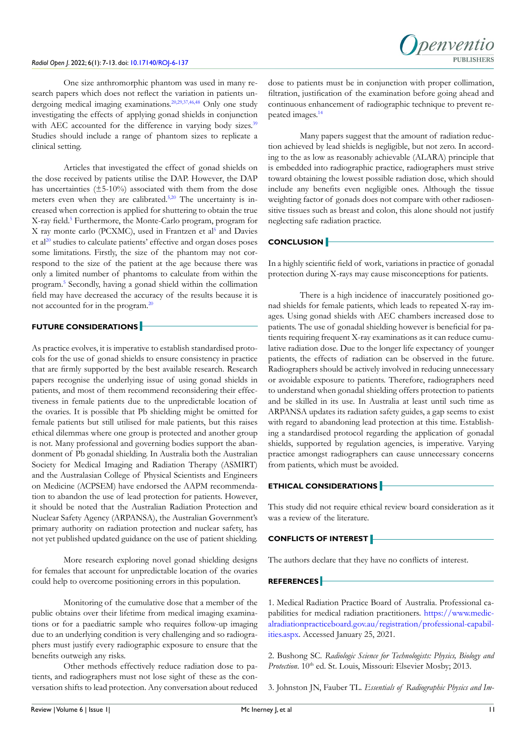One size anthromorphic phantom was used in many research papers which does not reflect the variation in patients undergoing medical imaging examinations.[20,29,37,46,48] Only one study investigating the effects of applying gonad shields in conjunction with AEC accounted for the difference in varying body sizes.[39] Studies should include a range of phantom sizes to replicate a clinical setting.

Articles that investigated the effect of gonad shields on the dose received by patients utilise the DAP. However, the DAP has uncertainties (±5-10%) associated with them from the dose meters even when they are calibrated.[5,20] The uncertainty is increased when correction is applied for shuttering to obtain the true X-ray field.[5] Furthermore, the Monte-Carlo program, program for X ray monte carlo (PCXMC), used in Frantzen et al[5] and Davies et al[20] studies to calculate patients' effective and organ doses poses some limitations. Firstly, the size of the phantom may not correspond to the size of the patient at the age because there was only a limited number of phantoms to calculate from within the program.[5] Secondly, having a gonad shield within the collimation field may have decreased the accuracy of the results because it is not accounted for in the program.[20]

## FUTURE CONSIDERATIONS

As practice evolves, it is imperative to establish standardised protocols for the use of gonad shields to ensure consistency in practice that are firmly supported by the best available research. Research papers recognise the underlying issue of using gonad shields in patients, and most of them recommend reconsidering their effectiveness in female patients due to the unpredictable location of the ovaries. It is possible that Pb shielding might be omitted for female patients but still utilised for male patients, but this raises ethical dilemmas where one group is protected and another group is not. Many professional and governing bodies support the abandonment of Pb gonadal shielding. In Australia both the Australian Society for Medical Imaging and Radiation Therapy (ASMIRT) and the Australasian College of Physical Scientists and Engineers on Medicine (ACPSEM) have endorsed the AAPM recommendation to abandon the use of lead protection for patients. However, it should be noted that the Australian Radiation Protection and Nuclear Safety Agency (ARPANSA), the Australian Government's primary authority on radiation protection and nuclear safety, has not yet published updated guidance on the use of patient shielding.

More research exploring novel gonad shielding designs for females that account for unpredictable location of the ovaries could help to overcome positioning errors in this population.

Monitoring of the cumulative dose that a member of the public obtains over their lifetime from medical imaging examinations or for a paediatric sample who requires follow-up imaging due to an underlying condition is very challenging and so radiographers must justify every radiographic exposure to ensure that the benefits outweigh any risks.

Other methods effectively reduce radiation dose to patients, and radiographers must not lose sight of these as the conversation shifts to lead protection. Any conversation about reduced dose to patients must be in conjunction with proper collimation, filtration, justification of the examination before going ahead and continuous enhancement of radiographic technique to prevent repeated images.[14]

Many papers suggest that the amount of radiation reduction achieved by lead shields is negligible, but not zero. In according to the as low as reasonably achievable (ALARA) principle that is embedded into radiographic practice, radiographers must strive toward obtaining the lowest possible radiation dose, which should include any benefits even negligible ones. Although the tissue weighting factor of gonads does not compare with other radiosensitive tissues such as breast and colon, this alone should not justify neglecting safe radiation practice.

## CONCLUSION

In a highly scientific field of work, variations in practice of gonadal protection during X-rays may cause misconceptions for patients.

There is a high incidence of inaccurately positioned gonad shields for female patients, which leads to repeated X-ray images. Using gonad shields with AEC chambers increased dose to patients. The use of gonadal shielding however is beneficial for patients requiring frequent X-ray examinations as it can reduce cumulative radiation dose. Due to the longer life expectancy of younger patients, the effects of radiation can be observed in the future. Radiographers should be actively involved in reducing unnecessary or avoidable exposure to patients. Therefore, radiographers need to understand when gonadal shielding offers protection to patients and be skilled in its use. In Australia at least until such time as ARPANSA updates its radiation safety guides, a gap seems to exist with regard to abandoning lead protection at this time. Establishing a standardised protocol regarding the application of gonadal shields, supported by regulation agencies, is imperative. Varying practice amongst radiographers can cause unnecessary concerns from patients, which must be avoided.

## ETHICAL CONSIDERATIONS

This study did not require ethical review board consideration as it was a review of the literature.

## CONFLICTS OF INTEREST

The authors declare that they have no conflicts of interest.

## REFERENCES

1. Medical Radiation Practice Board of Australia. Professional capabilities for medical radiation practitioners. https://www.medicalradiationpracticeboard.gov.au/registration/professional-capabilities.aspx. Accessed January 25, 2021.

2. Bushong SC. *Radiologic Science for Technologists: Physics, Biology and Protection*. 10th ed. St. Louis, Missouri: Elsevier Mosby; 2013.

3. Johnston JN, Fauber TL. *Essentials of Radiographic Physics and Im-*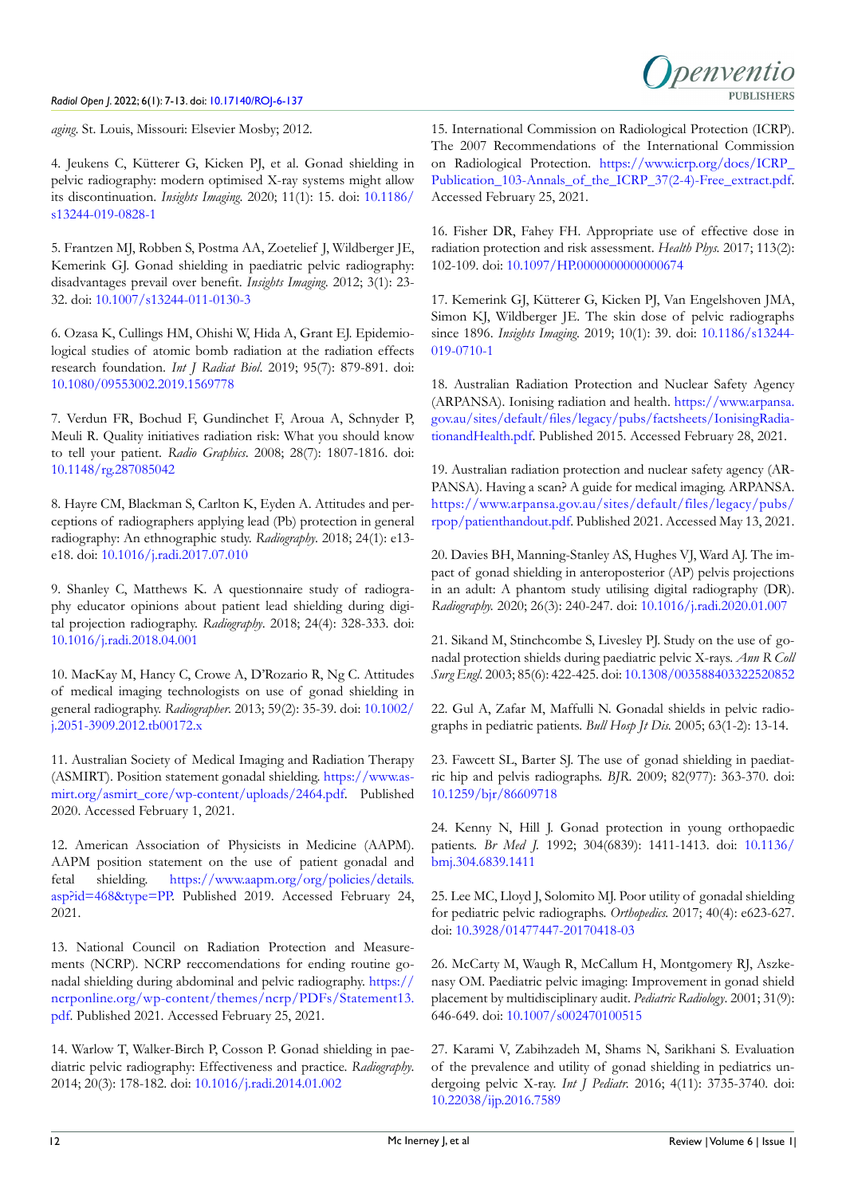*aging*. St. Louis, Missouri: Elsevier Mosby; 2012.

4. Jeukens C, Kütterer G, Kicken PJ, et al. Gonad shielding in pelvic radiography: modern optimised X-ray systems might allow its discontinuation. *Insights Imaging*. 2020; 11(1): 15. doi: 10.1186/s13244-019-0828-1

5. Frantzen MJ, Robben S, Postma AA, Zoetelief J, Wildberger JE, Kemerink GJ. Gonad shielding in paediatric pelvic radiography: disadvantages prevail over benefit. *Insights Imaging*. 2012; 3(1): 23-32. doi: 10.1007/s13244-011-0130-3

6. Ozasa K, Cullings HM, Ohishi W, Hida A, Grant EJ. Epidemiological studies of atomic bomb radiation at the radiation effects research foundation. *Int J Radiat Biol*. 2019; 95(7): 879-891. doi: 10.1080/09553002.2019.1569778

7. Verdun FR, Bochud F, Gundinchet F, Aroua A, Schnyder P, Meuli R. Quality initiatives radiation risk: What you should know to tell your patient. *Radio Graphics*. 2008; 28(7): 1807-1816. doi: 10.1148/rg.287085042

8. Hayre CM, Blackman S, Carlton K, Eyden A. Attitudes and perceptions of radiographers applying lead (Pb) protection in general radiography: An ethnographic study. *Radiography*. 2018; 24(1): e13-e18. doi: 10.1016/j.radi.2017.07.010

9. Shanley C, Matthews K. A questionnaire study of radiography educator opinions about patient lead shielding during digital projection radiography. *Radiography*. 2018; 24(4): 328-333. doi: 10.1016/j.radi.2018.04.001

10. MacKay M, Hancy C, Crowe A, D'Rozario R, Ng C. Attitudes of medical imaging technologists on use of gonad shielding in general radiography. *Radiographer*. 2013; 59(2): 35-39. doi: 10.1002/j.2051-3909.2012.tb00172.x

11. Australian Society of Medical Imaging and Radiation Therapy (ASMIRT). Position statement gonadal shielding. https://www.asmirt.org/asmirt_core/wp-content/uploads/2464.pdf. Published 2020. Accessed February 1, 2021.

12. American Association of Physicists in Medicine (AAPM). AAPM position statement on the use of patient gonadal and fetal shielding. https://www.aapm.org/org/policies/details.asp?id=468&type=PP. Published 2019. Accessed February 24, 2021.

13. National Council on Radiation Protection and Measurements (NCRP). NCRP reccomendations for ending routine gonadal shielding during abdominal and pelvic radiography. https://ncrponline.org/wp-content/themes/ncrp/PDFs/Statement13.pdf. Published 2021. Accessed February 25, 2021.

14. Warlow T, Walker-Birch P, Cosson P. Gonad shielding in paediatric pelvic radiography: Effectiveness and practice. *Radiography*. 2014; 20(3): 178-182. doi: 10.1016/j.radi.2014.01.002

15. International Commission on Radiological Protection (ICRP). The 2007 Recommendations of the International Commission on Radiological Protection. https://www.icrp.org/docs/ICRP_Publication_103-Annals_of_the_ICRP_37(2-4)-Free_extract.pdf. Accessed February 25, 2021.

16. Fisher DR, Fahey FH. Appropriate use of effective dose in radiation protection and risk assessment. *Health Phys*. 2017; 113(2): 102-109. doi: 10.1097/HP.0000000000000674

17. Kemerink GJ, Kütterer G, Kicken PJ, Van Engelshoven JMA, Simon KJ, Wildberger JE. The skin dose of pelvic radiographs since 1896. *Insights Imaging*. 2019; 10(1): 39. doi: 10.1186/s13244-019-0710-1

18. Australian Radiation Protection and Nuclear Safety Agency (ARPANSA). Ionising radiation and health. https://www.arpansa.gov.au/sites/default/files/legacy/pubs/factsheets/IonisingRadiationandHealth.pdf. Published 2015. Accessed February 28, 2021.

19. Australian radiation protection and nuclear safety agency (ARPANSA). Having a scan? A guide for medical imaging. ARPANSA. https://www.arpansa.gov.au/sites/default/files/legacy/pubs/rpop/patienthandout.pdf. Published 2021. Accessed May 13, 2021.

20. Davies BH, Manning-Stanley AS, Hughes VJ, Ward AJ. The impact of gonad shielding in anteroposterior (AP) pelvis projections in an adult: A phantom study utilising digital radiography (DR). *Radiography*. 2020; 26(3): 240-247. doi: 10.1016/j.radi.2020.01.007

21. Sikand M, Stinchcombe S, Livesley PJ. Study on the use of gonadal protection shields during paediatric pelvic X-rays. *Ann R Coll Surg Engl*. 2003; 85(6): 422-425. doi: 10.1308/003588403322520852

22. Gul A, Zafar M, Maffulli N. Gonadal shields in pelvic radiographs in pediatric patients. *Bull Hosp Jt Dis*. 2005; 63(1-2): 13-14.

23. Fawcett SL, Barter SJ. The use of gonad shielding in paediatric hip and pelvis radiographs. *BJR*. 2009; 82(977): 363-370. doi: 10.1259/bjr/86609718

24. Kenny N, Hill J. Gonad protection in young orthopaedic patients. *Br Med J*. 1992; 304(6839): 1411-1413. doi: 10.1136/bmj.304.6839.1411

25. Lee MC, Lloyd J, Solomito MJ. Poor utility of gonadal shielding for pediatric pelvic radiographs. *Orthopedics*. 2017; 40(4): e623-627. doi: 10.3928/01477447-20170418-03

26. McCarty M, Waugh R, McCallum H, Montgomery RJ, Aszkenasy OM. Paediatric pelvic imaging: Improvement in gonad shield placement by multidisciplinary audit. *Pediatric Radiology*. 2001; 31(9): 646-649. doi: 10.1007/s002470100515

27. Karami V, Zabihzadeh M, Shams N, Sarikhani S. Evaluation of the prevalence and utility of gonad shielding in pediatrics undergoing pelvic X-ray. *Int J Pediatr*. 2016; 4(11): 3735-3740. doi: 10.22038/ijp.2016.7589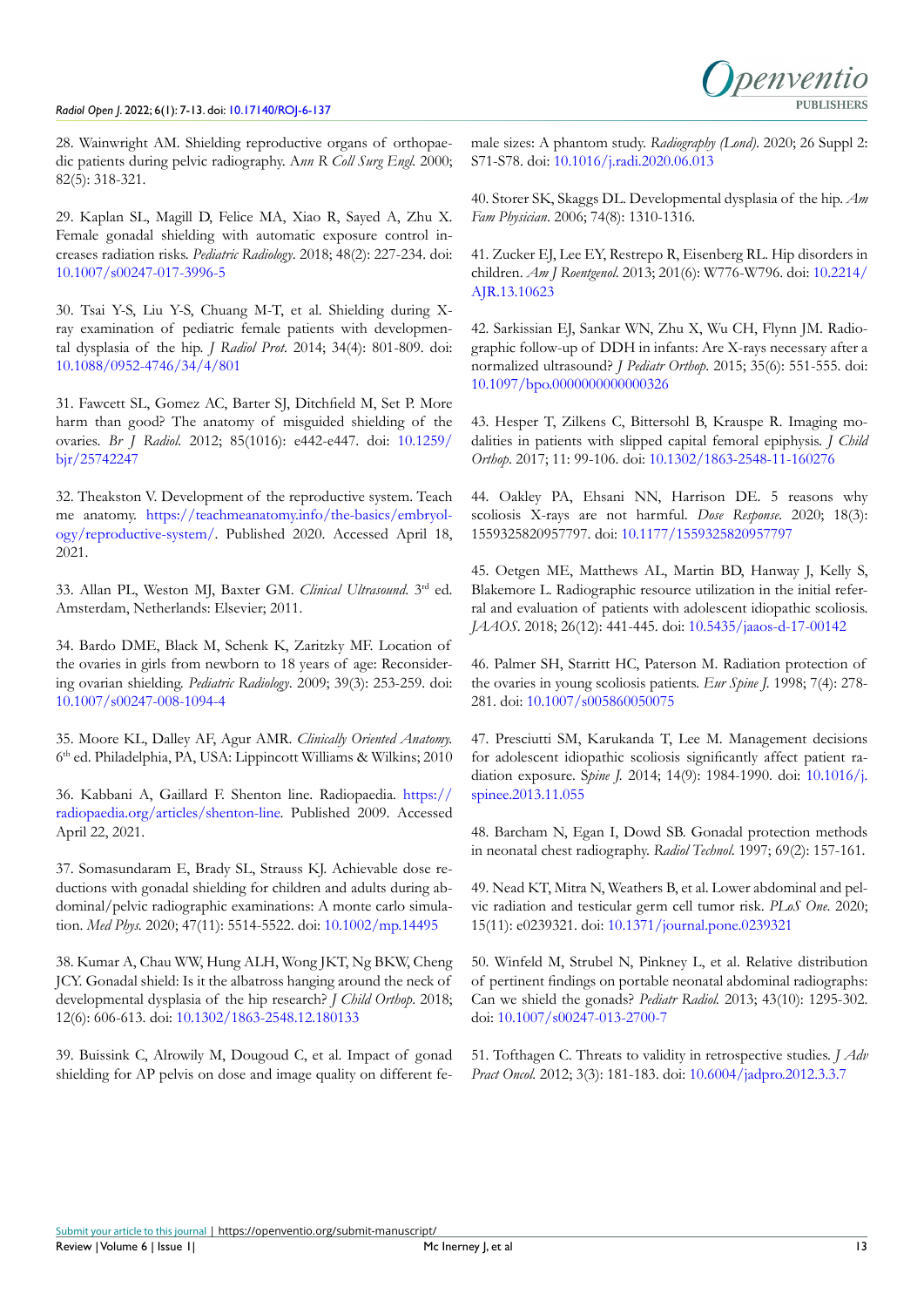28. Wainwright AM. Shielding reproductive organs of orthopaedic patients during pelvic radiography. *Ann R Coll Surg Engl*. 2000; 82(5): 318-321.

29. Kaplan SL, Magill D, Felice MA, Xiao R, Sayed A, Zhu X. Female gonadal shielding with automatic exposure control increases radiation risks. *Pediatric Radiology*. 2018; 48(2): 227-234. doi: 10.1007/s00247-017-3996-5

30. Tsai Y-S, Liu Y-S, Chuang M-T, et al. Shielding during X-ray examination of pediatric female patients with developmental dysplasia of the hip. *J Radiol Prot*. 2014; 34(4): 801-809. doi: 10.1088/0952-4746/34/4/801

31. Fawcett SL, Gomez AC, Barter SJ, Ditchfield M, Set P. More harm than good? The anatomy of misguided shielding of the ovaries. *Br J Radiol*. 2012; 85(1016): e442-e447. doi: 10.1259/bjr/25742247

32. Theakston V. Development of the reproductive system. Teach me anatomy. https://teachmeanatomy.info/the-basics/embryology/reproductive-system/. Published 2020. Accessed April 18, 2021.

33. Allan PL, Weston MJ, Baxter GM. *Clinical Ultrasound*. 3rd ed. Amsterdam, Netherlands: Elsevier; 2011.

34. Bardo DME, Black M, Schenk K, Zaritzky MF. Location of the ovaries in girls from newborn to 18 years of age: Reconsidering ovarian shielding. *Pediatric Radiology*. 2009; 39(3): 253-259. doi: 10.1007/s00247-008-1094-4

35. Moore KL, Dalley AF, Agur AMR. *Clinically Oriented Anatomy*. 6th ed. Philadelphia, PA, USA: Lippincott Williams & Wilkins; 2010

36. Kabbani A, Gaillard F. Shenton line. Radiopaedia. https://radiopaedia.org/articles/shenton-line. Published 2009. Accessed April 22, 2021.

37. Somasundaram E, Brady SL, Strauss KJ. Achievable dose reductions with gonadal shielding for children and adults during abdominal/pelvic radiographic examinations: A monte carlo simulation. *Med Phys*. 2020; 47(11): 5514-5522. doi: 10.1002/mp.14495

38. Kumar A, Chau WW, Hung ALH, Wong JKT, Ng BKW, Cheng JCY. Gonadal shield: Is it the albatross hanging around the neck of developmental dysplasia of the hip research? *J Child Orthop*. 2018; 12(6): 606-613. doi: 10.1302/1863-2548.12.180133

39. Buissink C, Alrowily M, Dougoud C, et al. Impact of gonad shielding for AP pelvis on dose and image quality on different female sizes: A phantom study. *Radiography (Lond)*. 2020; 26 Suppl 2: S71-S78. doi: 10.1016/j.radi.2020.06.013

40. Storer SK, Skaggs DL. Developmental dysplasia of the hip. *Am Fam Physician*. 2006; 74(8): 1310-1316.

41. Zucker EJ, Lee EY, Restrepo R, Eisenberg RL. Hip disorders in children. *Am J Roentgenol*. 2013; 201(6): W776-W796. doi: 10.2214/AJR.13.10623

42. Sarkissian EJ, Sankar WN, Zhu X, Wu CH, Flynn JM. Radiographic follow-up of DDH in infants: Are X-rays necessary after a normalized ultrasound? *J Pediatr Orthop*. 2015; 35(6): 551-555. doi: 10.1097/bpo.0000000000000326

43. Hesper T, Zilkens C, Bittersohl B, Krauspe R. Imaging modalities in patients with slipped capital femoral epiphysis. *J Child Orthop*. 2017; 11: 99-106. doi: 10.1302/1863-2548-11-160276

44. Oakley PA, Ehsani NN, Harrison DE. 5 reasons why scoliosis X-rays are not harmful. *Dose Response*. 2020; 18(3): 1559325820957797. doi: 10.1177/1559325820957797

45. Oetgen ME, Matthews AL, Martin BD, Hanway J, Kelly S, Blakemore L. Radiographic resource utilization in the initial referral and evaluation of patients with adolescent idiopathic scoliosis. *JAAOS*. 2018; 26(12): 441-445. doi: 10.5435/jaaos-d-17-00142

46. Palmer SH, Starritt HC, Paterson M. Radiation protection of the ovaries in young scoliosis patients. *Eur Spine J*. 1998; 7(4): 278-281. doi: 10.1007/s005860050075

47. Presciutti SM, Karukanda T, Lee M. Management decisions for adolescent idiopathic scoliosis significantly affect patient radiation exposure. *Spine J*. 2014; 14(9): 1984-1990. doi: 10.1016/j.spinee.2013.11.055

48. Barcham N, Egan I, Dowd SB. Gonadal protection methods in neonatal chest radiography. *Radiol Technol*. 1997; 69(2): 157-161.

49. Nead KT, Mitra N, Weathers B, et al. Lower abdominal and pelvic radiation and testicular germ cell tumor risk. *PLoS One*. 2020; 15(11): e0239321. doi: 10.1371/journal.pone.0239321

50. Winfeld M, Strubel N, Pinkney L, et al. Relative distribution of pertinent findings on portable neonatal abdominal radiographs: Can we shield the gonads? *Pediatr Radiol*. 2013; 43(10): 1295-302. doi: 10.1007/s00247-013-2700-7

51. Tofthagen C. Threats to validity in retrospective studies. *J Adv Pract Oncol*. 2012; 3(3): 181-183. doi: 10.6004/jadpro.2012.3.3.7